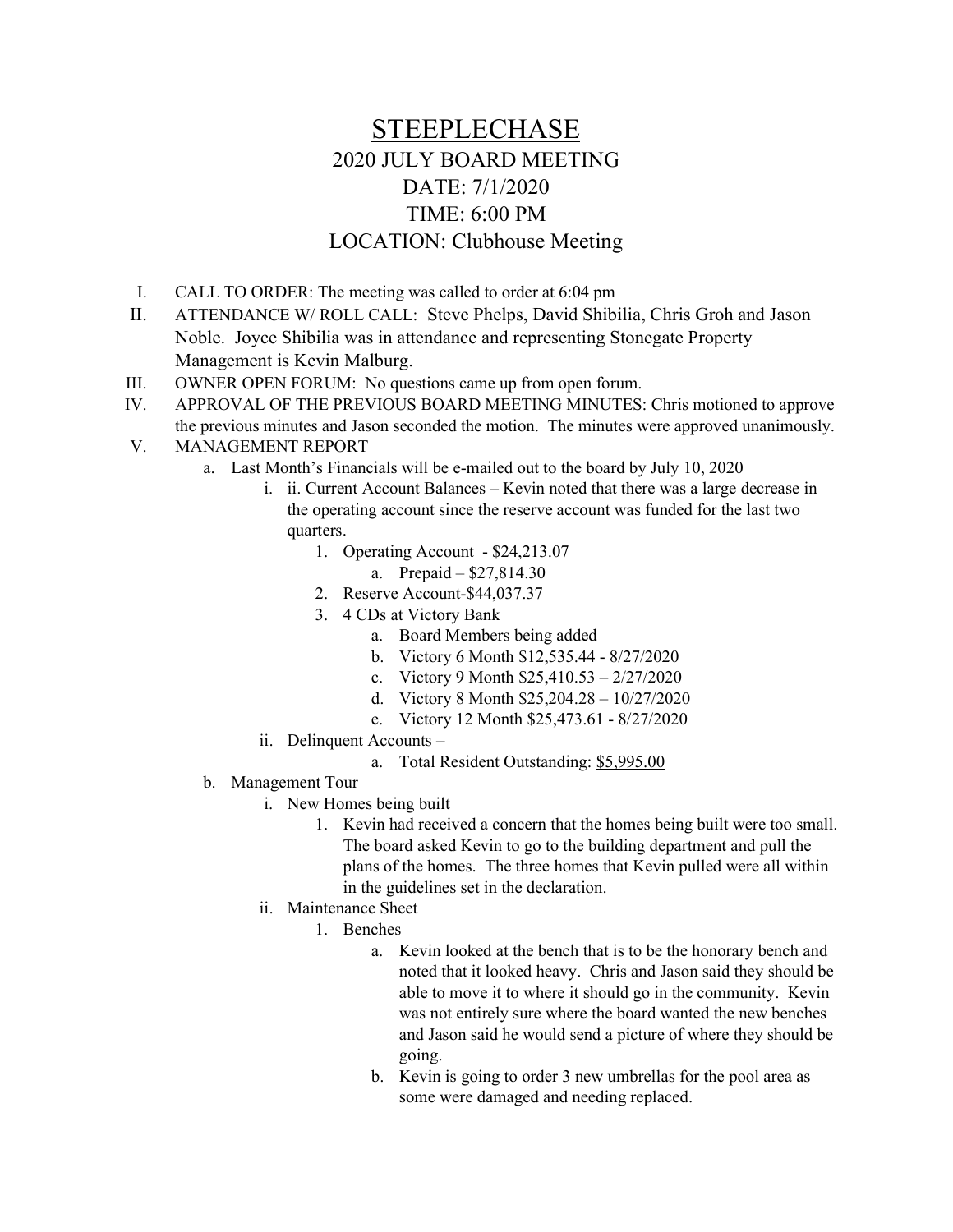# STEEPLECHASE

## 2020 JULY BOARD MEETING
## DATE: 7/1/2020
## TIME: 6:00 PM
## LOCATION: Clubhouse Meeting

I. CALL TO ORDER: The meeting was called to order at 6:04 pm

II. ATTENDANCE W/ ROLL CALL: Steve Phelps, David Shibilia, Chris Groh and Jason Noble. Joyce Shibilia was in attendance and representing Stonegate Property Management is Kevin Malburg.

III. OWNER OPEN FORUM: No questions came up from open forum.

IV. APPROVAL OF THE PREVIOUS BOARD MEETING MINUTES: Chris motioned to approve the previous minutes and Jason seconded the motion. The minutes were approved unanimously.

V. MANAGEMENT REPORT
   a. Last Month's Financials will be e-mailed out to the board by July 10, 2020
      i. ii. Current Account Balances – Kevin noted that there was a large decrease in the operating account since the reserve account was funded for the last two quarters.
         1. Operating Account - $24,213.07
            a. Prepaid – $27,814.30
         2. Reserve Account-$44,037.37
         3. 4 CDs at Victory Bank
            a. Board Members being added
            b. Victory 6 Month $12,535.44 - 8/27/2020
            c. Victory 9 Month $25,410.53 – 2/27/2020
            d. Victory 8 Month $25,204.28 – 10/27/2020
            e. Victory 12 Month $25,473.61 - 8/27/2020
      ii. Delinquent Accounts –
            a. Total Resident Outstanding: <u>$5,995.00</u>
   b. Management Tour
      i. New Homes being built
         1. Kevin had received a concern that the homes being built were too small. The board asked Kevin to go to the building department and pull the plans of the homes. The three homes that Kevin pulled were all within in the guidelines set in the declaration.
      ii. Maintenance Sheet
         1. Benches
            a. Kevin looked at the bench that is to be the honorary bench and noted that it looked heavy. Chris and Jason said they should be able to move it to where it should go in the community. Kevin was not entirely sure where the board wanted the new benches and Jason said he would send a picture of where they should be going.
            b. Kevin is going to order 3 new umbrellas for the pool area as some were damaged and needing replaced.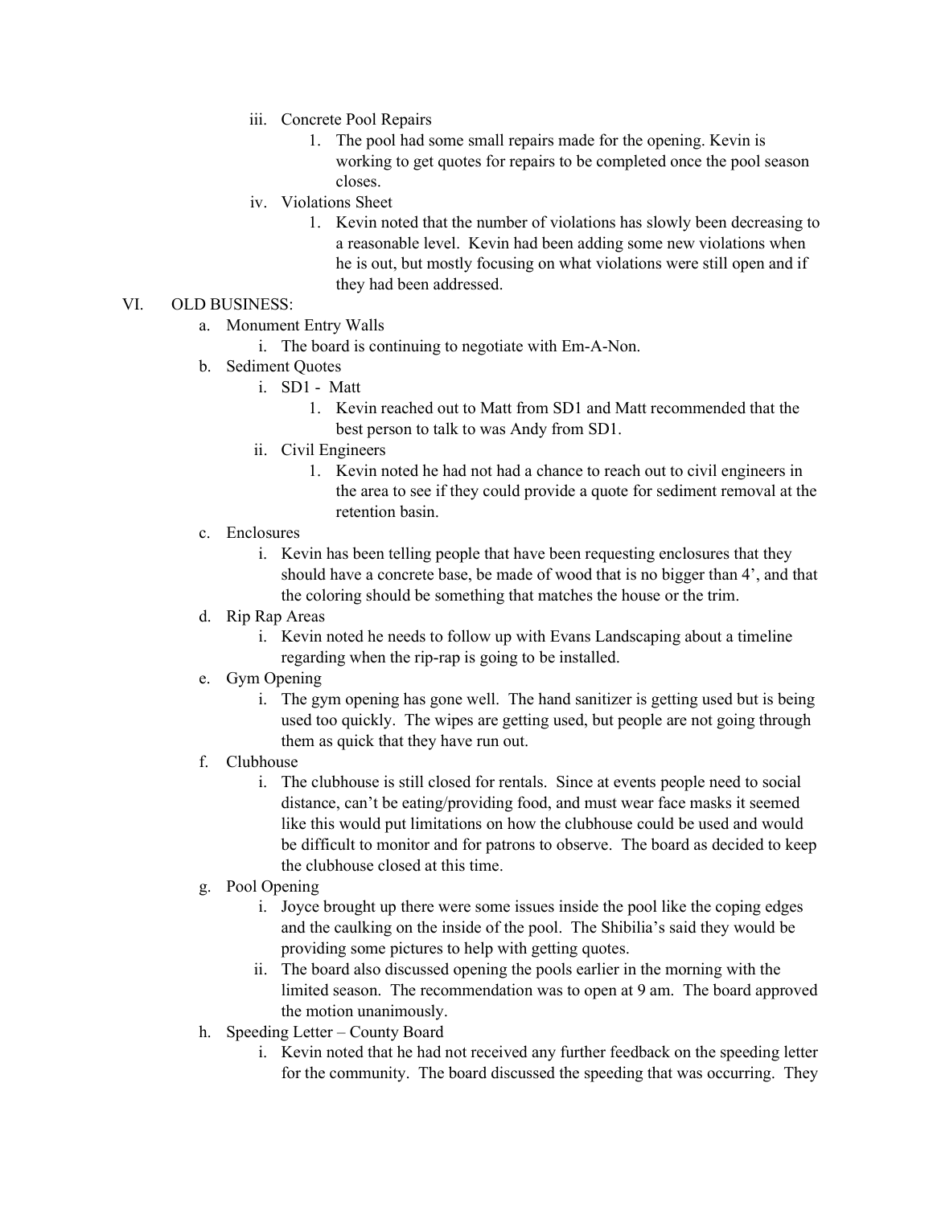iii. Concrete Pool Repairs
    1. The pool had some small repairs made for the opening. Kevin is working to get quotes for repairs to be completed once the pool season closes.

iv. Violations Sheet
    1. Kevin noted that the number of violations has slowly been decreasing to a reasonable level. Kevin had been adding some new violations when he is out, but mostly focusing on what violations were still open and if they had been addressed.

VI. OLD BUSINESS:

a. Monument Entry Walls
    i. The board is continuing to negotiate with Em-A-Non.

b. Sediment Quotes
    i. SD1 - Matt
        1. Kevin reached out to Matt from SD1 and Matt recommended that the best person to talk to was Andy from SD1.
    ii. Civil Engineers
        1. Kevin noted he had not had a chance to reach out to civil engineers in the area to see if they could provide a quote for sediment removal at the retention basin.

c. Enclosures
    i. Kevin has been telling people that have been requesting enclosures that they should have a concrete base, be made of wood that is no bigger than 4', and that the coloring should be something that matches the house or the trim.

d. Rip Rap Areas
    i. Kevin noted he needs to follow up with Evans Landscaping about a timeline regarding when the rip-rap is going to be installed.

e. Gym Opening
    i. The gym opening has gone well. The hand sanitizer is getting used but is being used too quickly. The wipes are getting used, but people are not going through them as quick that they have run out.

f. Clubhouse
    i. The clubhouse is still closed for rentals. Since at events people need to social distance, can't be eating/providing food, and must wear face masks it seemed like this would put limitations on how the clubhouse could be used and would be difficult to monitor and for patrons to observe. The board as decided to keep the clubhouse closed at this time.

g. Pool Opening
    i. Joyce brought up there were some issues inside the pool like the coping edges and the caulking on the inside of the pool. The Shibilia's said they would be providing some pictures to help with getting quotes.
    ii. The board also discussed opening the pools earlier in the morning with the limited season. The recommendation was to open at 9 am. The board approved the motion unanimously.

h. Speeding Letter – County Board
    i. Kevin noted that he had not received any further feedback on the speeding letter for the community. The board discussed the speeding that was occurring. They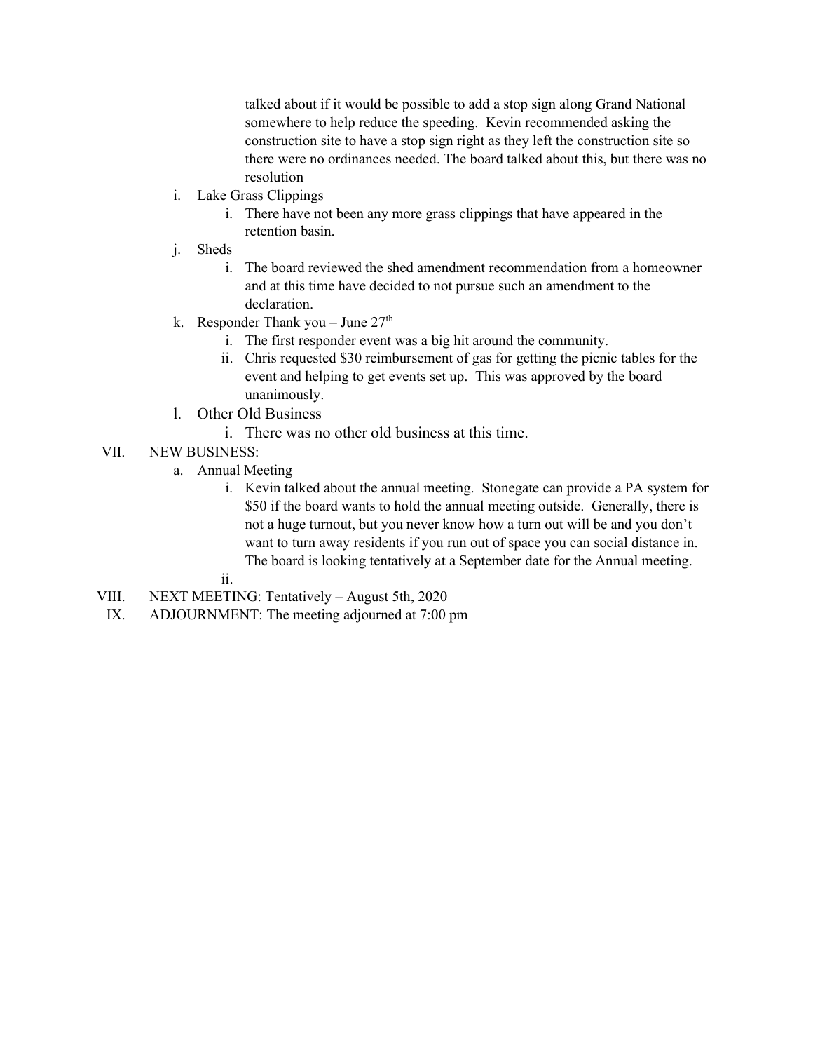talked about if it would be possible to add a stop sign along Grand National somewhere to help reduce the speeding. Kevin recommended asking the construction site to have a stop sign right as they left the construction site so there were no ordinances needed. The board talked about this, but there was no resolution

i. Lake Grass Clippings
   i. There have not been any more grass clippings that have appeared in the retention basin.
j. Sheds
   i. The board reviewed the shed amendment recommendation from a homeowner and at this time have decided to not pursue such an amendment to the declaration.
k. Responder Thank you – June 27th
   i. The first responder event was a big hit around the community.
   ii. Chris requested $30 reimbursement of gas for getting the picnic tables for the event and helping to get events set up. This was approved by the board unanimously.
l. Other Old Business
   i. There was no other old business at this time.

VII. NEW BUSINESS:
   a. Annual Meeting
      i. Kevin talked about the annual meeting. Stonegate can provide a PA system for $50 if the board wants to hold the annual meeting outside. Generally, there is not a huge turnout, but you never know how a turn out will be and you don't want to turn away residents if you run out of space you can social distance in. The board is looking tentatively at a September date for the Annual meeting.
      ii.

VIII. NEXT MEETING: Tentatively – August 5th, 2020

IX. ADJOURNMENT: The meeting adjourned at 7:00 pm